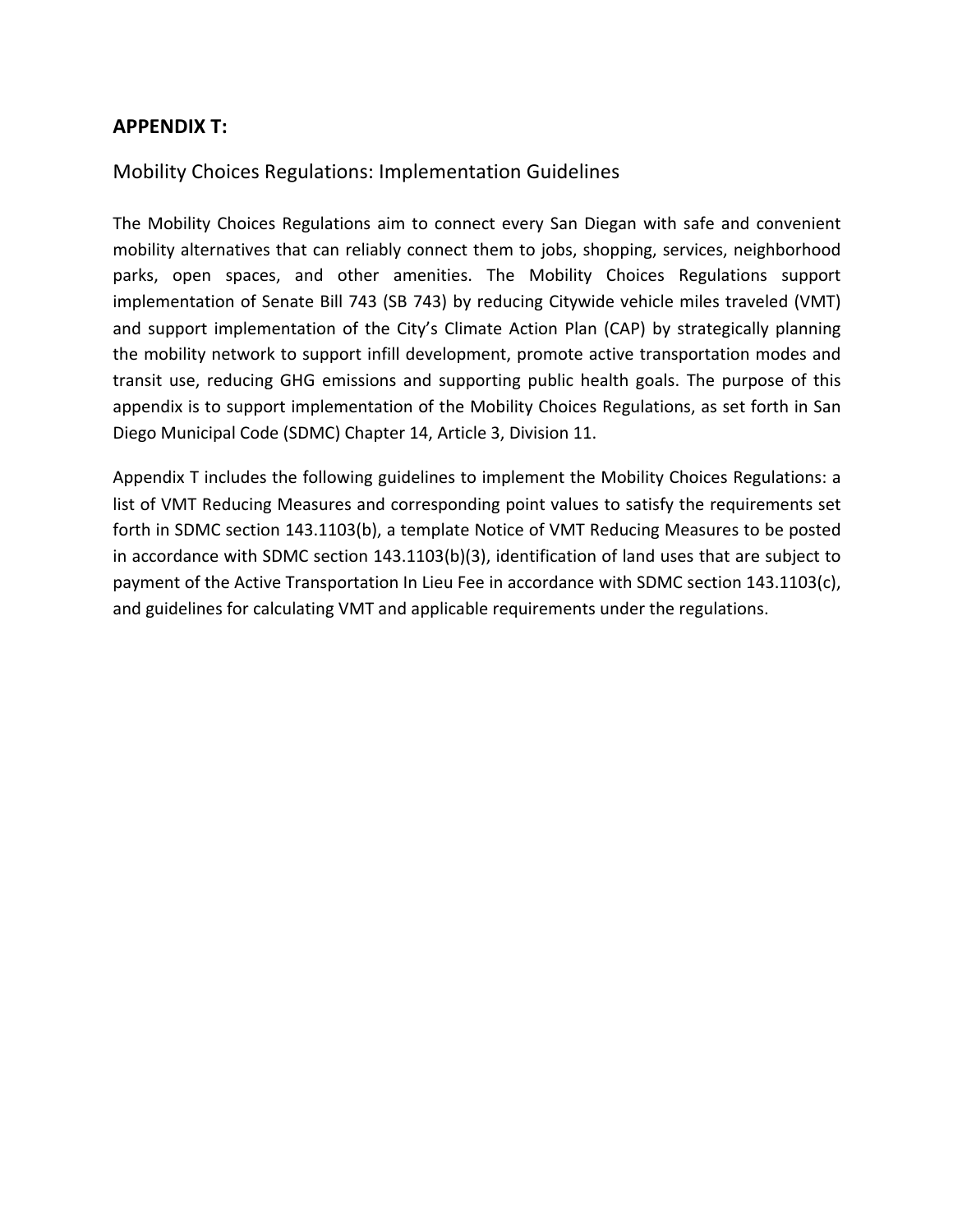# APPENDIX T:

## Mobility Choices Regulations: Implementation Guidelines

The Mobility Choices Regulations aim to connect every San Diegan with safe and convenient mobility alternatives that can reliably connect them to jobs, shopping, services, neighborhood parks, open spaces, and other amenities. The Mobility Choices Regulations support implementation of Senate Bill 743 (SB 743) by reducing Citywide vehicle miles traveled (VMT) and support implementation of the City's Climate Action Plan (CAP) by strategically planning the mobility network to support infill development, promote active transportation modes and transit use, reducing GHG emissions and supporting public health goals. The purpose of this appendix is to support implementation of the Mobility Choices Regulations, as set forth in San Diego Municipal Code (SDMC) Chapter 14, Article 3, Division 11.

Appendix T includes the following guidelines to implement the Mobility Choices Regulations: a list of VMT Reducing Measures and corresponding point values to satisfy the requirements set forth in SDMC section 143.1103(b), a template Notice of VMT Reducing Measures to be posted in accordance with SDMC section 143.1103(b)(3), identification of land uses that are subject to payment of the Active Transportation In Lieu Fee in accordance with SDMC section 143.1103(c), and guidelines for calculating VMT and applicable requirements under the regulations.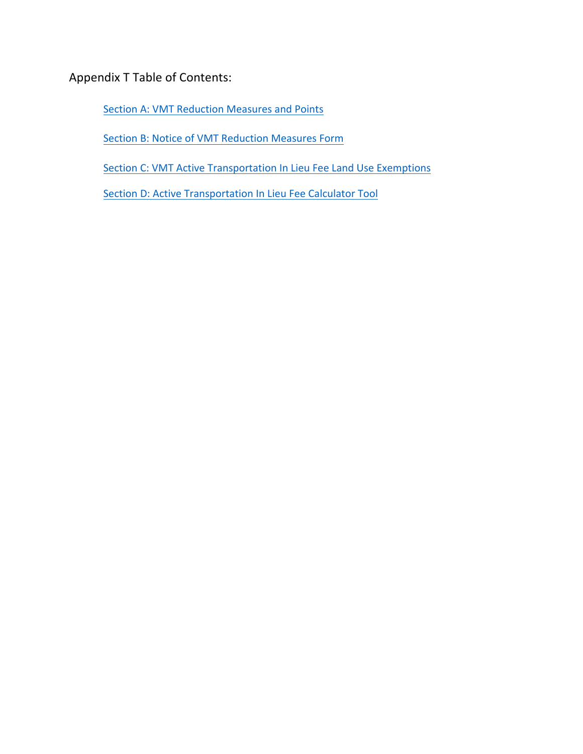# Appendix T Table of Contents:

- Section A: VMT Reduction Measures and Points
- Section B: Notice of VMT Reduction Measures Form
- Section C: VMT Active Transportation In Lieu Fee Land Use Exemptions
- Section D: Active Transportation In Lieu Fee Calculator Tool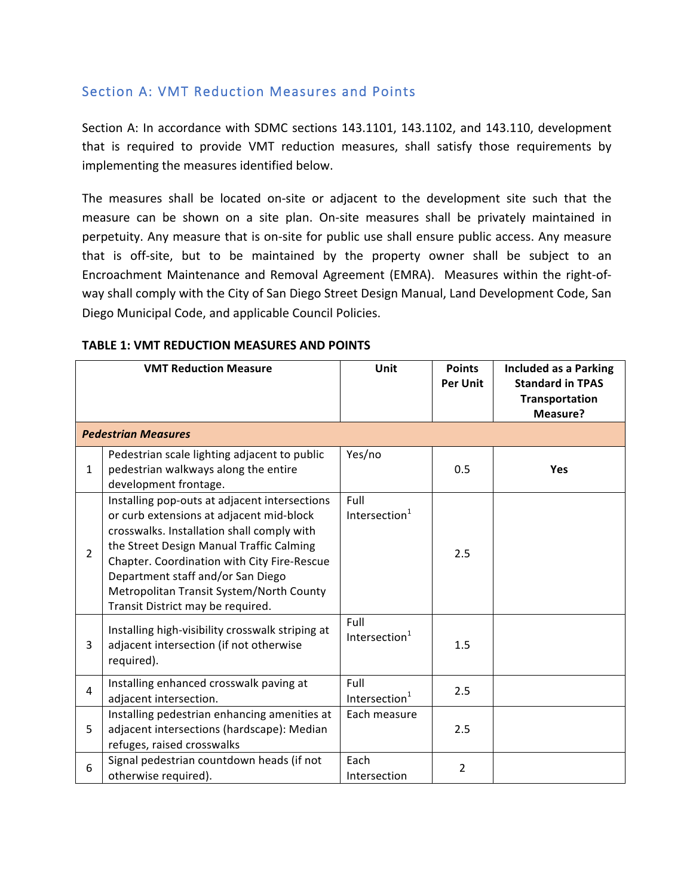## Section A: VMT Reduction Measures and Points

Section A: In accordance with SDMC sections 143.1101, 143.1102, and 143.110, development that is required to provide VMT reduction measures, shall satisfy those requirements by implementing the measures identified below.

The measures shall be located on-site or adjacent to the development site such that the measure can be shown on a site plan. On-site measures shall be privately maintained in perpetuity. Any measure that is on-site for public use shall ensure public access. Any measure that is off-site, but to be maintained by the property owner shall be subject to an Encroachment Maintenance and Removal Agreement (EMRA). Measures within the right-of-way shall comply with the City of San Diego Street Design Manual, Land Development Code, San Diego Municipal Code, and applicable Council Policies.

**TABLE 1: VMT REDUCTION MEASURES AND POINTS**

| | VMT Reduction Measure | Unit | Points Per Unit | Included as a Parking Standard in TPAS Transportation Measure? |
|---|---|---|---|---|
| ***Pedestrian Measures*** | | | | |
| 1 | Pedestrian scale lighting adjacent to public pedestrian walkways along the entire development frontage. | Yes/no | 0.5 | **Yes** |
| 2 | Installing pop-outs at adjacent intersections or curb extensions at adjacent mid-block crosswalks. Installation shall comply with the Street Design Manual Traffic Calming Chapter. Coordination with City Fire-Rescue Department staff and/or San Diego Metropolitan Transit System/North County Transit District may be required. | Full Intersection[1] | 2.5 | |
| 3 | Installing high-visibility crosswalk striping at adjacent intersection (if not otherwise required). | Full Intersection[1] | 1.5 | |
| 4 | Installing enhanced crosswalk paving at adjacent intersection. | Full Intersection[1] | 2.5 | |
| 5 | Installing pedestrian enhancing amenities at adjacent intersections (hardscape): Median refuges, raised crosswalks | Each measure | 2.5 | |
| 6 | Signal pedestrian countdown heads (if not otherwise required). | Each Intersection | 2 | |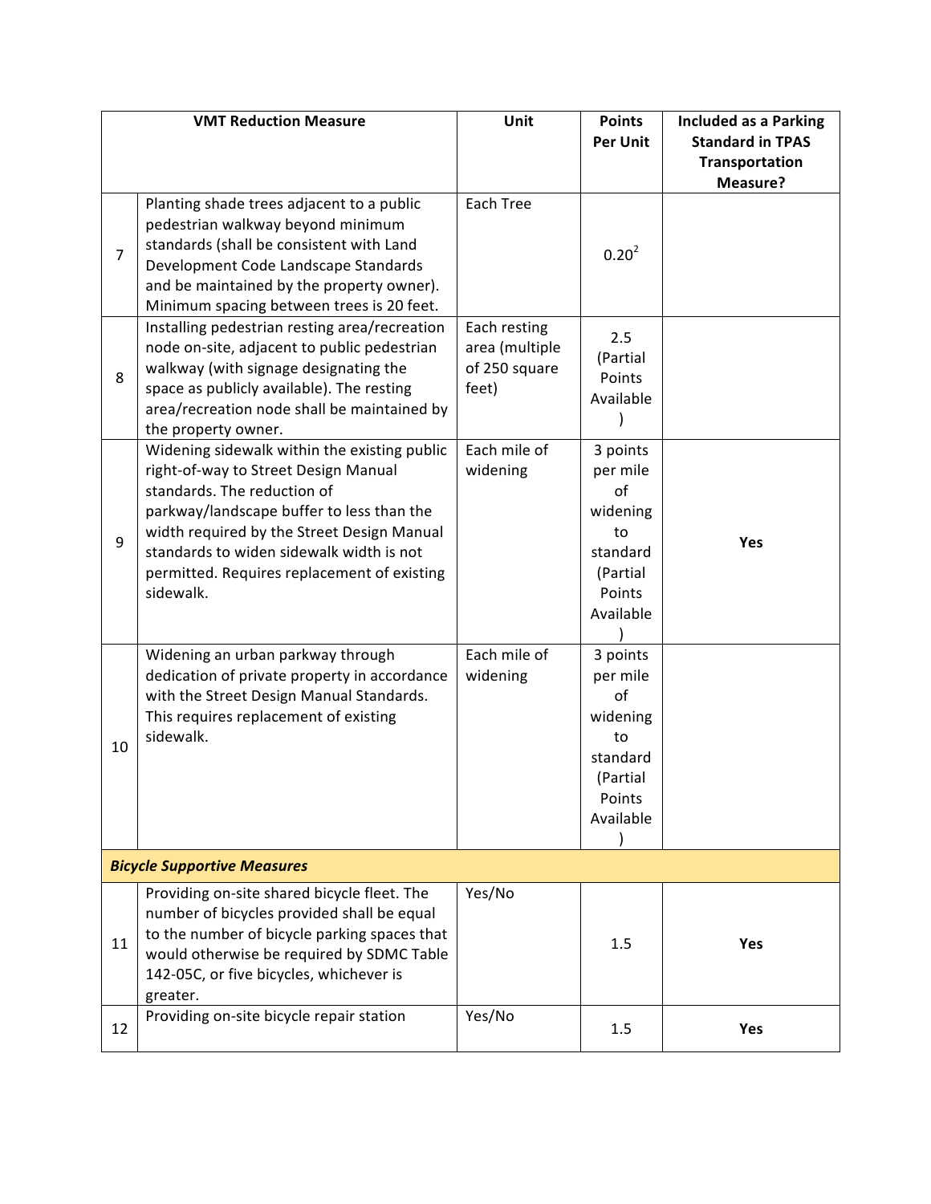| | VMT Reduction Measure | Unit | Points Per Unit | Included as a Parking Standard in TPAS Transportation Measure? |
|---|---|---|---|---|
| 7 | Planting shade trees adjacent to a public pedestrian walkway beyond minimum standards (shall be consistent with Land Development Code Landscape Standards and be maintained by the property owner). Minimum spacing between trees is 20 feet. | Each Tree | 0.20[2] | |
| 8 | Installing pedestrian resting area/recreation node on-site, adjacent to public pedestrian walkway (with signage designating the space as publicly available). The resting area/recreation node shall be maintained by the property owner. | Each resting area (multiple of 250 square feet) | 2.5 (Partial Points Available) | |
| 9 | Widening sidewalk within the existing public right-of-way to Street Design Manual standards. The reduction of parkway/landscape buffer to less than the width required by the Street Design Manual standards to widen sidewalk width is not permitted. Requires replacement of existing sidewalk. | Each mile of widening | 3 points per mile of widening to standard (Partial Points Available) | **Yes** |
| 10 | Widening an urban parkway through dedication of private property in accordance with the Street Design Manual Standards. This requires replacement of existing sidewalk. | Each mile of widening | 3 points per mile of widening to standard (Partial Points Available) | |
| ***Bicycle Supportive Measures*** | | | | |
| 11 | Providing on-site shared bicycle fleet. The number of bicycles provided shall be equal to the number of bicycle parking spaces that would otherwise be required by SDMC Table 142-05C, or five bicycles, whichever is greater. | Yes/No | 1.5 | **Yes** |
| 12 | Providing on-site bicycle repair station | Yes/No | 1.5 | **Yes** |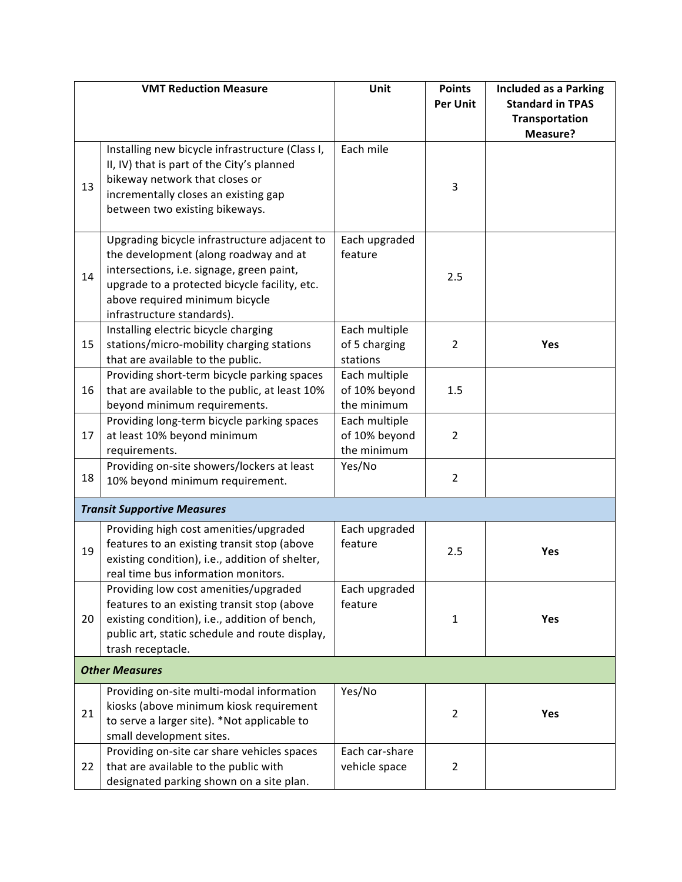| | VMT Reduction Measure | Unit | Points Per Unit | Included as a Parking Standard in TPAS Transportation Measure? |
|---|---|---|---|---|
| 13 | Installing new bicycle infrastructure (Class I, II, IV) that is part of the City's planned bikeway network that closes or incrementally closes an existing gap between two existing bikeways. | Each mile | 3 | |
| 14 | Upgrading bicycle infrastructure adjacent to the development (along roadway and at intersections, i.e. signage, green paint, upgrade to a protected bicycle facility, etc. above required minimum bicycle infrastructure standards). | Each upgraded feature | 2.5 | |
| 15 | Installing electric bicycle charging stations/micro-mobility charging stations that are available to the public. | Each multiple of 5 charging stations | 2 | **Yes** |
| 16 | Providing short-term bicycle parking spaces that are available to the public, at least 10% beyond minimum requirements. | Each multiple of 10% beyond the minimum | 1.5 | |
| 17 | Providing long-term bicycle parking spaces at least 10% beyond minimum requirements. | Each multiple of 10% beyond the minimum | 2 | |
| 18 | Providing on-site showers/lockers at least 10% beyond minimum requirement. | Yes/No | 2 | |
| ***Transit Supportive Measures*** | | | | |
| 19 | Providing high cost amenities/upgraded features to an existing transit stop (above existing condition), i.e., addition of shelter, real time bus information monitors. | Each upgraded feature | 2.5 | **Yes** |
| 20 | Providing low cost amenities/upgraded features to an existing transit stop (above existing condition), i.e., addition of bench, public art, static schedule and route display, trash receptacle. | Each upgraded feature | 1 | **Yes** |
| ***Other Measures*** | | | | |
| 21 | Providing on-site multi-modal information kiosks (above minimum kiosk requirement to serve a larger site). *Not applicable to small development sites. | Yes/No | 2 | **Yes** |
| 22 | Providing on-site car share vehicles spaces that are available to the public with designated parking shown on a site plan. | Each car-share vehicle space | 2 | |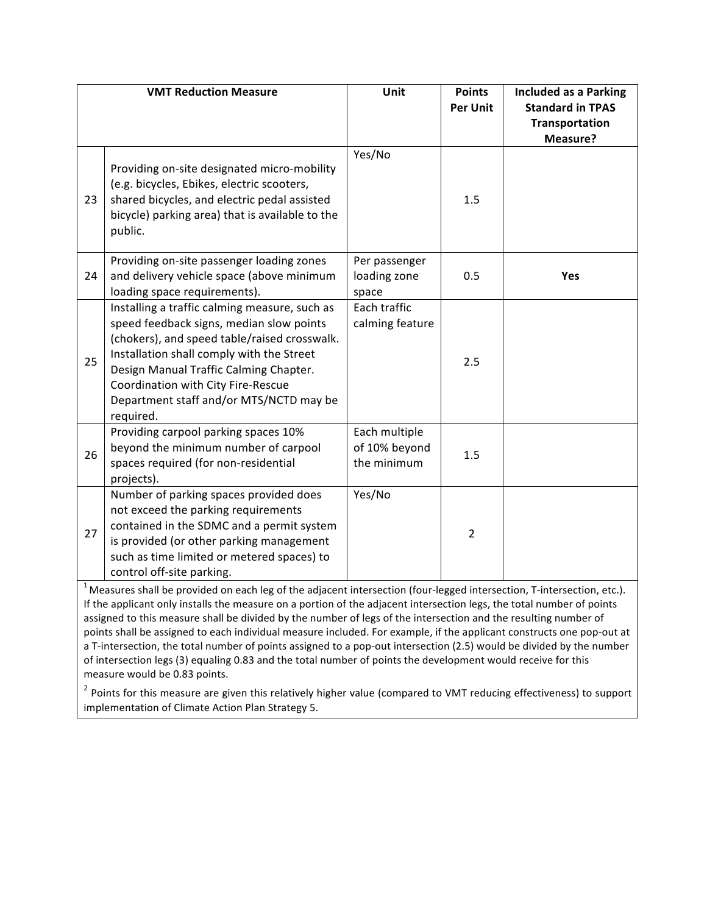| | VMT Reduction Measure | Unit | Points Per Unit | Included as a Parking Standard in TPAS Transportation Measure? |
|---|---|---|---|---|
| 23 | Providing on-site designated micro-mobility (e.g. bicycles, Ebikes, electric scooters, shared bicycles, and electric pedal assisted bicycle) parking area) that is available to the public. | Yes/No | 1.5 | |
| 24 | Providing on-site passenger loading zones and delivery vehicle space (above minimum loading space requirements). | Per passenger loading zone space | 0.5 | **Yes** |
| 25 | Installing a traffic calming measure, such as speed feedback signs, median slow points (chokers), and speed table/raised crosswalk. Installation shall comply with the Street Design Manual Traffic Calming Chapter. Coordination with City Fire-Rescue Department staff and/or MTS/NCTD may be required. | Each traffic calming feature | 2.5 | |
| 26 | Providing carpool parking spaces 10% beyond the minimum number of carpool spaces required (for non-residential projects). | Each multiple of 10% beyond the minimum | 1.5 | |
| 27 | Number of parking spaces provided does not exceed the parking requirements contained in the SDMC and a permit system is provided (or other parking management such as time limited or metered spaces) to control off-site parking. | Yes/No | 2 | |

[1] Measures shall be provided on each leg of the adjacent intersection (four-legged intersection, T-intersection, etc.). If the applicant only installs the measure on a portion of the adjacent intersection legs, the total number of points assigned to this measure shall be divided by the number of legs of the intersection and the resulting number of points shall be assigned to each individual measure included. For example, if the applicant constructs one pop-out at a T-intersection, the total number of points assigned to a pop-out intersection (2.5) would be divided by the number of intersection legs (3) equaling 0.83 and the total number of points the development would receive for this measure would be 0.83 points.

[2] Points for this measure are given this relatively higher value (compared to VMT reducing effectiveness) to support implementation of Climate Action Plan Strategy 5.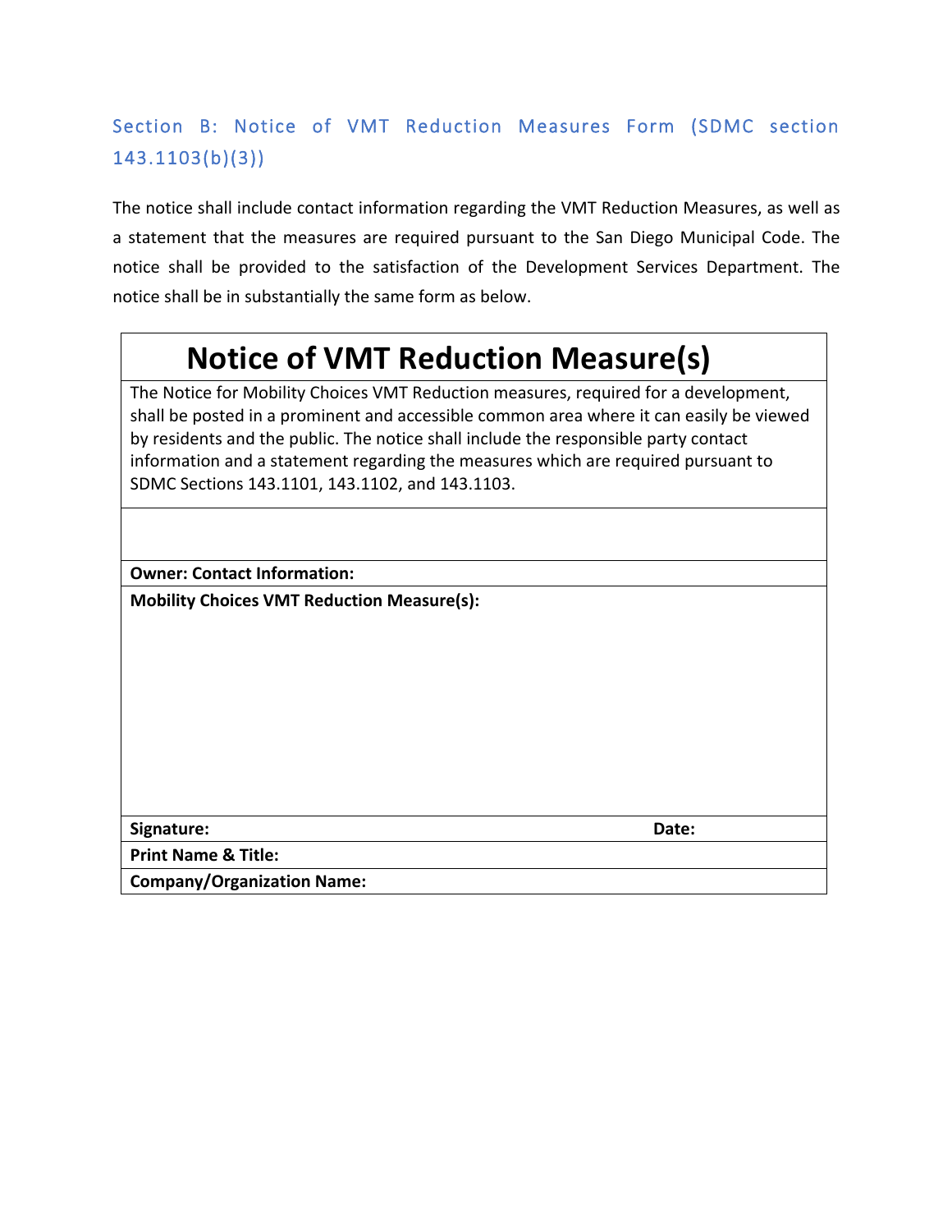## Section B: Notice of VMT Reduction Measures Form (SDMC section 143.1103(b)(3))

The notice shall include contact information regarding the VMT Reduction Measures, as well as a statement that the measures are required pursuant to the San Diego Municipal Code. The notice shall be provided to the satisfaction of the Development Services Department. The notice shall be in substantially the same form as below.

| **Notice of VMT Reduction Measure(s)** | |
|---|---|
| The Notice for Mobility Choices VMT Reduction measures, required for a development, shall be posted in a prominent and accessible common area where it can easily be viewed by residents and the public. The notice shall include the responsible party contact information and a statement regarding the measures which are required pursuant to SDMC Sections 143.1101, 143.1102, and 143.1103. | |
| | |
| **Owner: Contact Information:** | |
| **Mobility Choices VMT Reduction Measure(s):** | |
| **Signature:** | **Date:** |
| **Print Name & Title:** | |
| **Company/Organization Name:** | |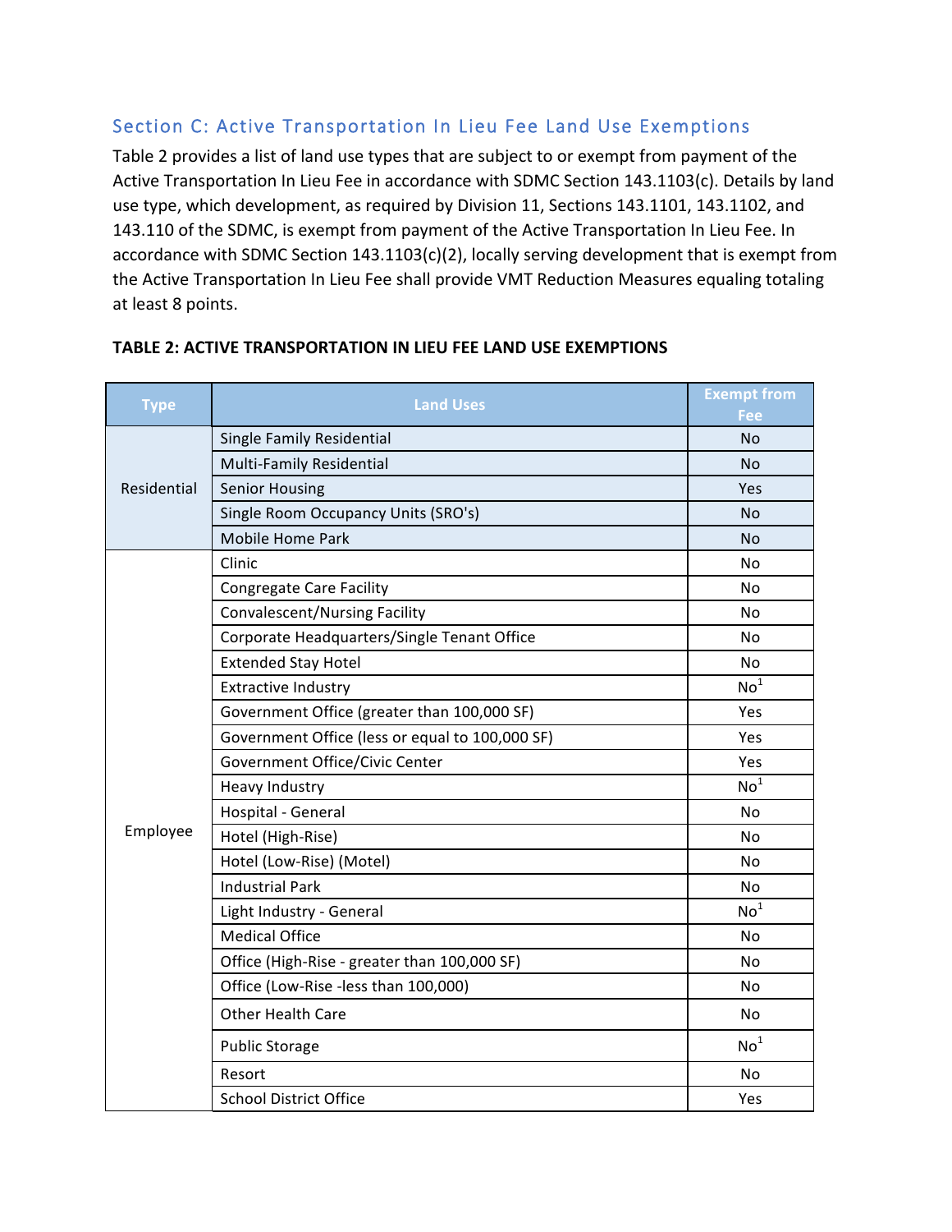## Section C: Active Transportation In Lieu Fee Land Use Exemptions

Table 2 provides a list of land use types that are subject to or exempt from payment of the Active Transportation In Lieu Fee in accordance with SDMC Section 143.1103(c). Details by land use type, which development, as required by Division 11, Sections 143.1101, 143.1102, and 143.110 of the SDMC, is exempt from payment of the Active Transportation In Lieu Fee. In accordance with SDMC Section 143.1103(c)(2), locally serving development that is exempt from the Active Transportation In Lieu Fee shall provide VMT Reduction Measures equaling totaling at least 8 points.

**TABLE 2: ACTIVE TRANSPORTATION IN LIEU FEE LAND USE EXEMPTIONS**

| Type | Land Uses | Exempt from Fee |
|---|---|---|
| Residential | Single Family Residential | No |
| | Multi-Family Residential | No |
| | Senior Housing | Yes |
| | Single Room Occupancy Units (SRO's) | No |
| | Mobile Home Park | No |
| Employee | Clinic | No |
| | Congregate Care Facility | No |
| | Convalescent/Nursing Facility | No |
| | Corporate Headquarters/Single Tenant Office | No |
| | Extended Stay Hotel | No |
| | Extractive Industry | No[1] |
| | Government Office (greater than 100,000 SF) | Yes |
| | Government Office (less or equal to 100,000 SF) | Yes |
| | Government Office/Civic Center | Yes |
| | Heavy Industry | No[1] |
| | Hospital - General | No |
| | Hotel (High-Rise) | No |
| | Hotel (Low-Rise) (Motel) | No |
| | Industrial Park | No |
| | Light Industry - General | No[1] |
| | Medical Office | No |
| | Office (High-Rise - greater than 100,000 SF) | No |
| | Office (Low-Rise -less than 100,000) | No |
| | Other Health Care | No |
| | Public Storage | No[1] |
| | Resort | No |
| | School District Office | Yes |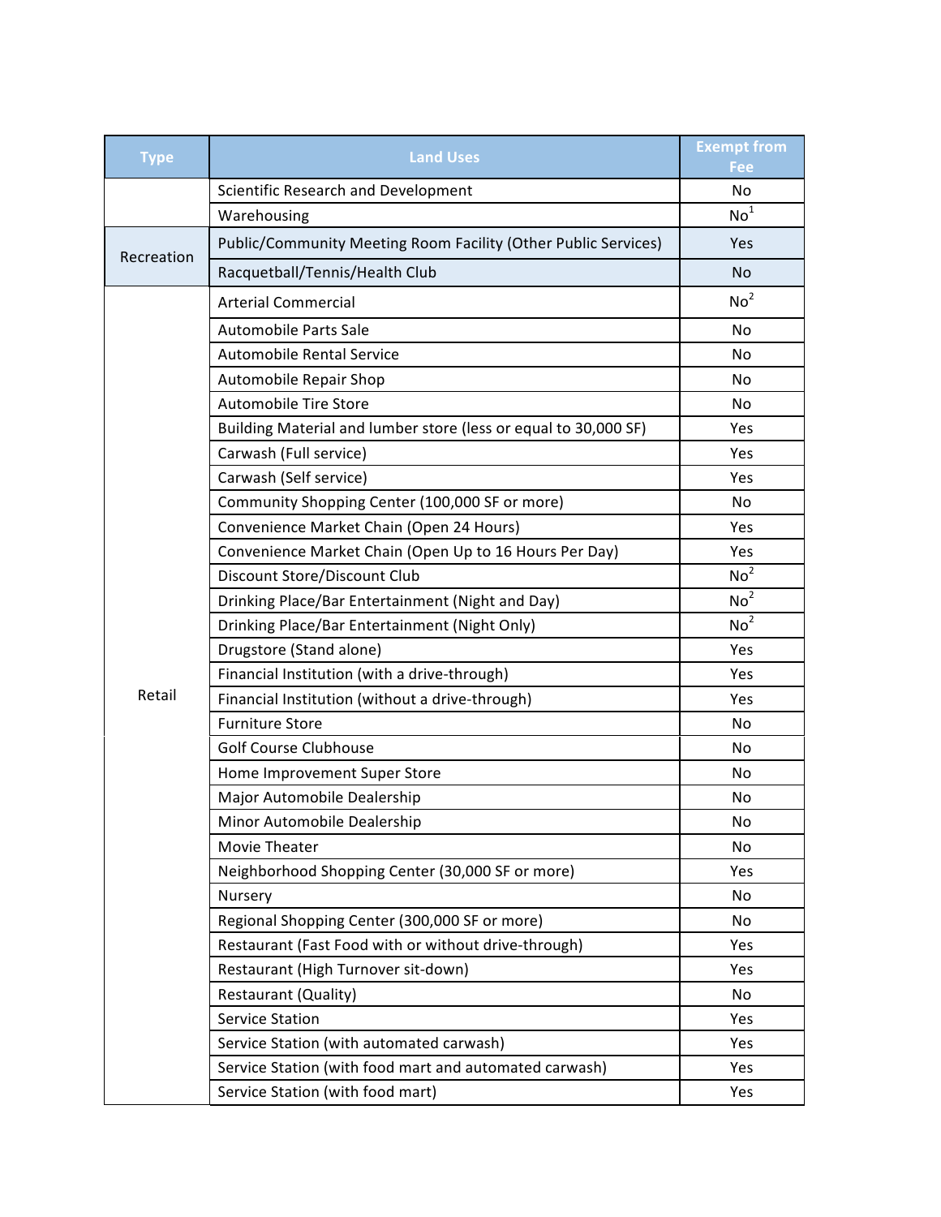| Type | Land Uses | Exempt from Fee |
|---|---|---|
| | Scientific Research and Development | No |
| | Warehousing | No[1] |
| Recreation | Public/Community Meeting Room Facility (Other Public Services) | Yes |
| | Racquetball/Tennis/Health Club | No |
| Retail | Arterial Commercial | No[2] |
| | Automobile Parts Sale | No |
| | Automobile Rental Service | No |
| | Automobile Repair Shop | No |
| | Automobile Tire Store | No |
| | Building Material and lumber store (less or equal to 30,000 SF) | Yes |
| | Carwash (Full service) | Yes |
| | Carwash (Self service) | Yes |
| | Community Shopping Center (100,000 SF or more) | No |
| | Convenience Market Chain (Open 24 Hours) | Yes |
| | Convenience Market Chain (Open Up to 16 Hours Per Day) | Yes |
| | Discount Store/Discount Club | No[2] |
| | Drinking Place/Bar Entertainment (Night and Day) | No[2] |
| | Drinking Place/Bar Entertainment (Night Only) | No[2] |
| | Drugstore (Stand alone) | Yes |
| | Financial Institution (with a drive-through) | Yes |
| | Financial Institution (without a drive-through) | Yes |
| | Furniture Store | No |
| | Golf Course Clubhouse | No |
| | Home Improvement Super Store | No |
| | Major Automobile Dealership | No |
| | Minor Automobile Dealership | No |
| | Movie Theater | No |
| | Neighborhood Shopping Center (30,000 SF or more) | Yes |
| | Nursery | No |
| | Regional Shopping Center (300,000 SF or more) | No |
| | Restaurant (Fast Food with or without drive-through) | Yes |
| | Restaurant (High Turnover sit-down) | Yes |
| | Restaurant (Quality) | No |
| | Service Station | Yes |
| | Service Station (with automated carwash) | Yes |
| | Service Station (with food mart and automated carwash) | Yes |
| | Service Station (with food mart) | Yes |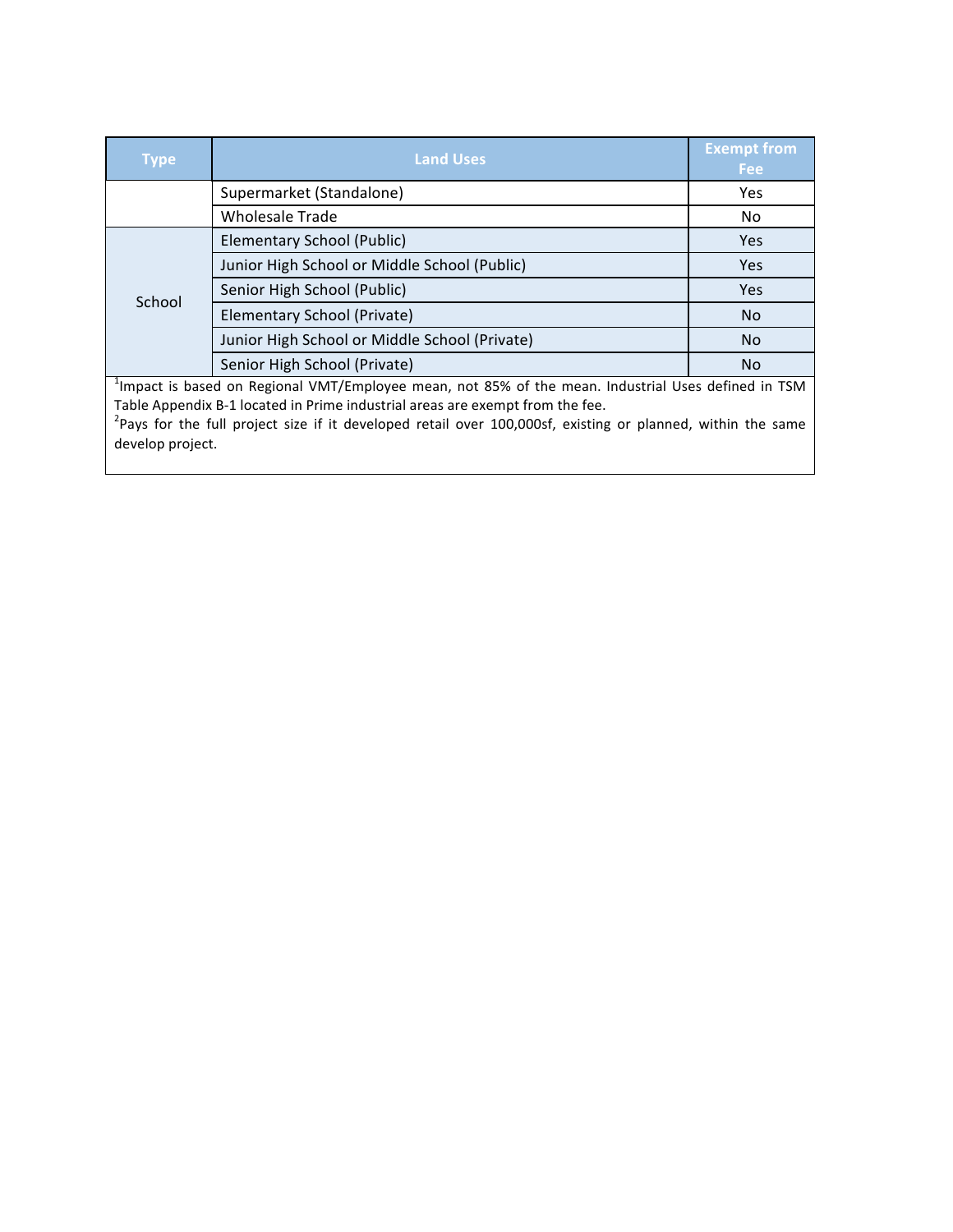| Type | Land Uses | Exempt from Fee |
|---|---|---|
| | Supermarket (Standalone) | Yes |
| | Wholesale Trade | No |
| School | Elementary School (Public) | Yes |
| | Junior High School or Middle School (Public) | Yes |
| | Senior High School (Public) | Yes |
| | Elementary School (Private) | No |
| | Junior High School or Middle School (Private) | No |
| | Senior High School (Private) | No |

[1]Impact is based on Regional VMT/Employee mean, not 85% of the mean. Industrial Uses defined in TSM Table Appendix B-1 located in Prime industrial areas are exempt from the fee.
[2]Pays for the full project size if it developed retail over 100,000sf, existing or planned, within the same develop project.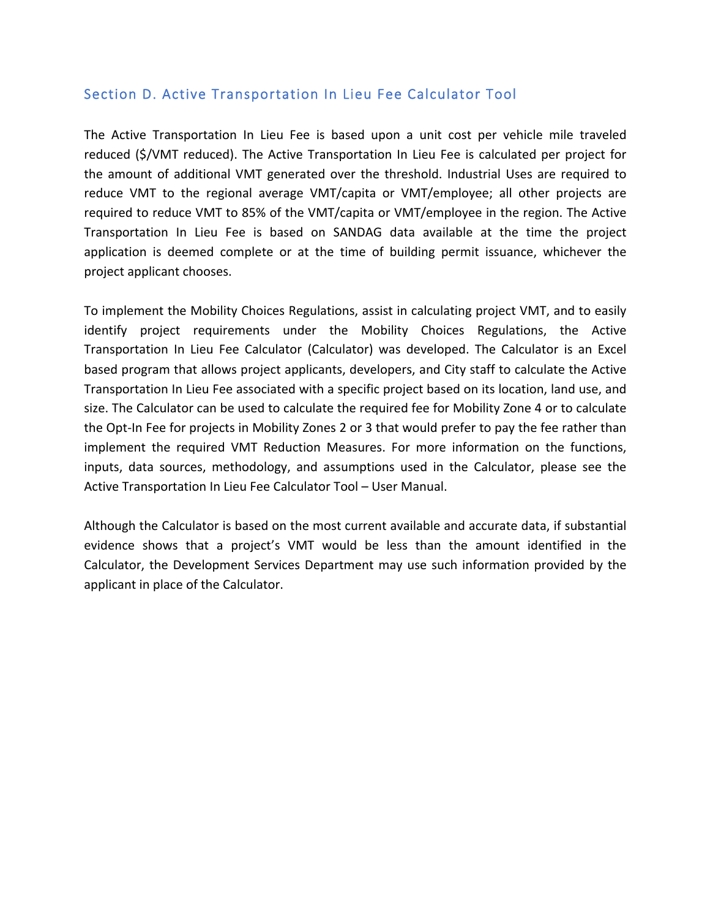## Section D. Active Transportation In Lieu Fee Calculator Tool

The Active Transportation In Lieu Fee is based upon a unit cost per vehicle mile traveled reduced ($/VMT reduced). The Active Transportation In Lieu Fee is calculated per project for the amount of additional VMT generated over the threshold. Industrial Uses are required to reduce VMT to the regional average VMT/capita or VMT/employee; all other projects are required to reduce VMT to 85% of the VMT/capita or VMT/employee in the region. The Active Transportation In Lieu Fee is based on SANDAG data available at the time the project application is deemed complete or at the time of building permit issuance, whichever the project applicant chooses.

To implement the Mobility Choices Regulations, assist in calculating project VMT, and to easily identify project requirements under the Mobility Choices Regulations, the Active Transportation In Lieu Fee Calculator (Calculator) was developed. The Calculator is an Excel based program that allows project applicants, developers, and City staff to calculate the Active Transportation In Lieu Fee associated with a specific project based on its location, land use, and size. The Calculator can be used to calculate the required fee for Mobility Zone 4 or to calculate the Opt-In Fee for projects in Mobility Zones 2 or 3 that would prefer to pay the fee rather than implement the required VMT Reduction Measures. For more information on the functions, inputs, data sources, methodology, and assumptions used in the Calculator, please see the Active Transportation In Lieu Fee Calculator Tool – User Manual.

Although the Calculator is based on the most current available and accurate data, if substantial evidence shows that a project's VMT would be less than the amount identified in the Calculator, the Development Services Department may use such information provided by the applicant in place of the Calculator.